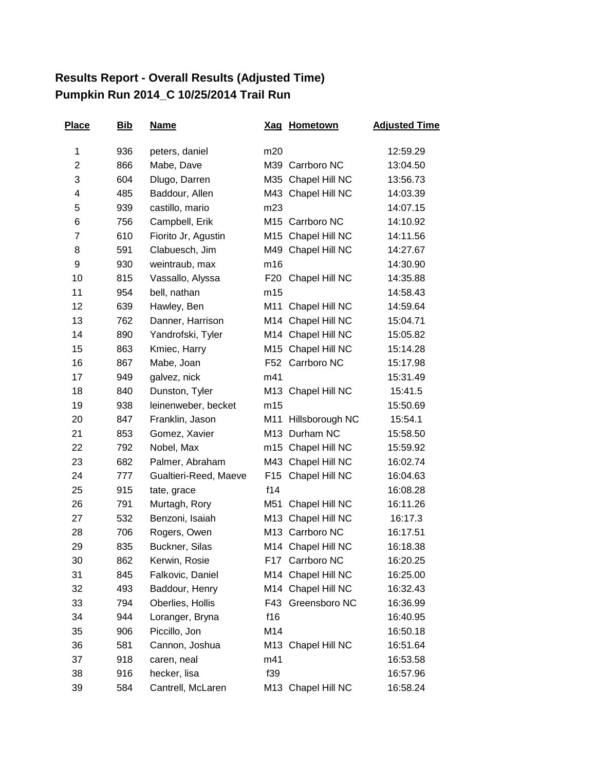# Results Report - Overall Results (Adjusted Time)
## Pumpkin Run 2014_C 10/25/2014 Trail Run

| Place | Bib | Name | Xag | Hometown | Adjusted Time |
|---|---|---|---|---|---|
| 1 | 936 | peters, daniel | m20 | | 12:59.29 |
| 2 | 866 | Mabe, Dave | M39 | Carrboro NC | 13:04.50 |
| 3 | 604 | Dlugo, Darren | M35 | Chapel Hill NC | 13:56.73 |
| 4 | 485 | Baddour, Allen | M43 | Chapel Hill NC | 14:03.39 |
| 5 | 939 | castillo, mario | m23 | | 14:07.15 |
| 6 | 756 | Campbell, Erik | M15 | Carrboro NC | 14:10.92 |
| 7 | 610 | Fiorito Jr, Agustin | M15 | Chapel Hill NC | 14:11.56 |
| 8 | 591 | Clabuesch, Jim | M49 | Chapel Hill NC | 14:27.67 |
| 9 | 930 | weintraub, max | m16 | | 14:30.90 |
| 10 | 815 | Vassallo, Alyssa | F20 | Chapel Hill NC | 14:35.88 |
| 11 | 954 | bell, nathan | m15 | | 14:58.43 |
| 12 | 639 | Hawley, Ben | M11 | Chapel Hill NC | 14:59.64 |
| 13 | 762 | Danner, Harrison | M14 | Chapel Hill NC | 15:04.71 |
| 14 | 890 | Yandrofski, Tyler | M14 | Chapel Hill NC | 15:05.82 |
| 15 | 863 | Kmiec, Harry | M15 | Chapel Hill NC | 15:14.28 |
| 16 | 867 | Mabe, Joan | F52 | Carrboro NC | 15:17.98 |
| 17 | 949 | galvez, nick | m41 | | 15:31.49 |
| 18 | 840 | Dunston, Tyler | M13 | Chapel Hill NC | 15:41.5 |
| 19 | 938 | leinenweber, becket | m15 | | 15:50.69 |
| 20 | 847 | Franklin, Jason | M11 | Hillsborough NC | 15:54.1 |
| 21 | 853 | Gomez, Xavier | M13 | Durham NC | 15:58.50 |
| 22 | 792 | Nobel, Max | m15 | Chapel Hill NC | 15:59.92 |
| 23 | 682 | Palmer, Abraham | M43 | Chapel Hill NC | 16:02.74 |
| 24 | 777 | Gualtieri-Reed, Maeve | F15 | Chapel Hill NC | 16:04.63 |
| 25 | 915 | tate, grace | f14 | | 16:08.28 |
| 26 | 791 | Murtagh, Rory | M51 | Chapel Hill NC | 16:11.26 |
| 27 | 532 | Benzoni, Isaiah | M13 | Chapel Hill NC | 16:17.3 |
| 28 | 706 | Rogers, Owen | M13 | Carrboro NC | 16:17.51 |
| 29 | 835 | Buckner, Silas | M14 | Chapel Hill NC | 16:18.38 |
| 30 | 862 | Kerwin, Rosie | F17 | Carrboro NC | 16:20.25 |
| 31 | 845 | Falkovic, Daniel | M14 | Chapel Hill NC | 16:25.00 |
| 32 | 493 | Baddour, Henry | M14 | Chapel Hill NC | 16:32.43 |
| 33 | 794 | Oberlies, Hollis | F43 | Greensboro NC | 16:36.99 |
| 34 | 944 | Loranger, Bryna | f16 | | 16:40.95 |
| 35 | 906 | Piccillo, Jon | M14 | | 16:50.18 |
| 36 | 581 | Cannon, Joshua | M13 | Chapel Hill NC | 16:51.64 |
| 37 | 918 | caren, neal | m41 | | 16:53.58 |
| 38 | 916 | hecker, lisa | f39 | | 16:57.96 |
| 39 | 584 | Cantrell, McLaren | M13 | Chapel Hill NC | 16:58.24 |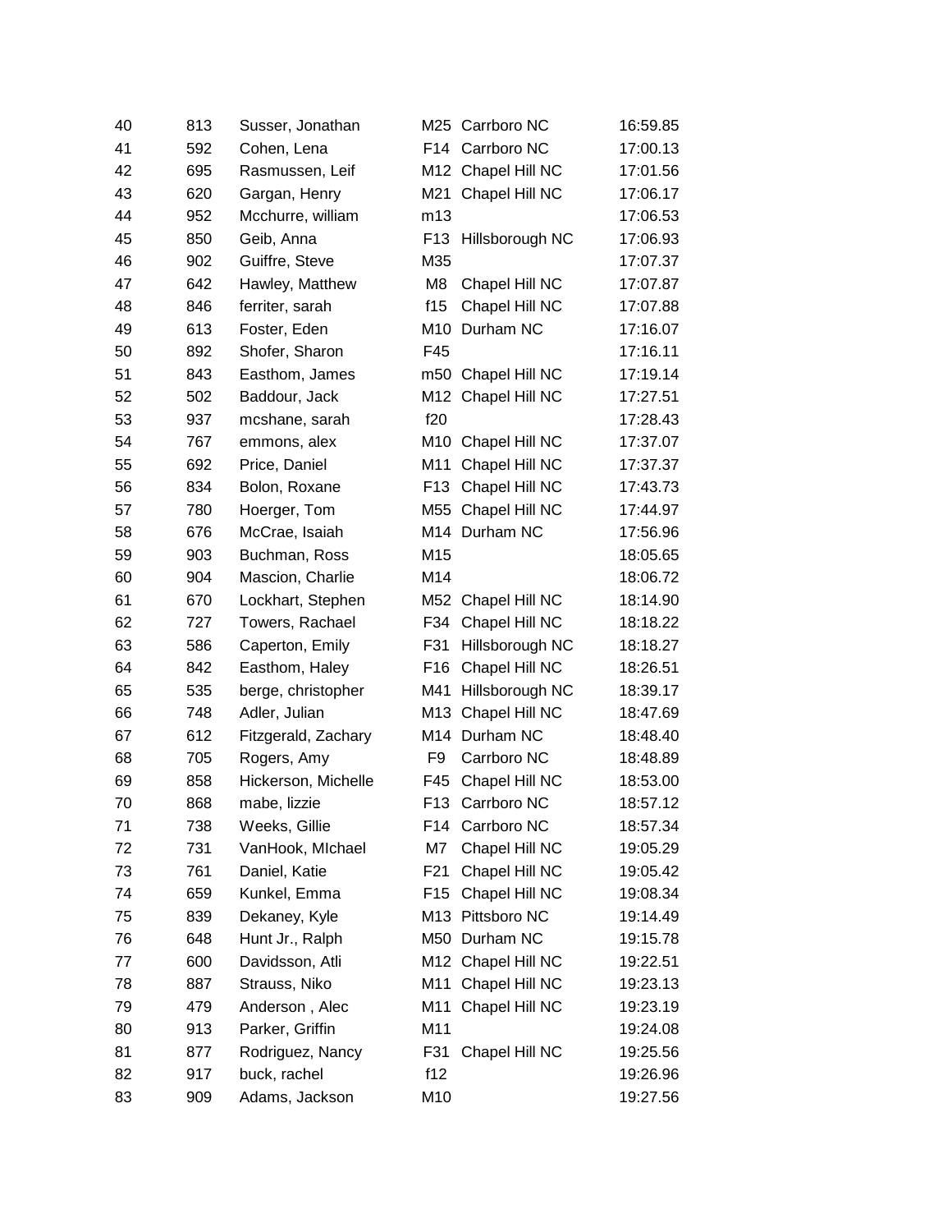| | | | | | |
|---|---|---|---|---|---|
| 40 | 813 | Susser, Jonathan | M25 | Carrboro NC | 16:59.85 |
| 41 | 592 | Cohen, Lena | F14 | Carrboro NC | 17:00.13 |
| 42 | 695 | Rasmussen, Leif | M12 | Chapel Hill NC | 17:01.56 |
| 43 | 620 | Gargan, Henry | M21 | Chapel Hill NC | 17:06.17 |
| 44 | 952 | Mcchurre, william | m13 | | 17:06.53 |
| 45 | 850 | Geib, Anna | F13 | Hillsborough NC | 17:06.93 |
| 46 | 902 | Guiffre, Steve | M35 | | 17:07.37 |
| 47 | 642 | Hawley, Matthew | M8 | Chapel Hill NC | 17:07.87 |
| 48 | 846 | ferriter, sarah | f15 | Chapel Hill NC | 17:07.88 |
| 49 | 613 | Foster, Eden | M10 | Durham NC | 17:16.07 |
| 50 | 892 | Shofer, Sharon | F45 | | 17:16.11 |
| 51 | 843 | Easthom, James | m50 | Chapel Hill NC | 17:19.14 |
| 52 | 502 | Baddour, Jack | M12 | Chapel Hill NC | 17:27.51 |
| 53 | 937 | mcshane, sarah | f20 | | 17:28.43 |
| 54 | 767 | emmons, alex | M10 | Chapel Hill NC | 17:37.07 |
| 55 | 692 | Price, Daniel | M11 | Chapel Hill NC | 17:37.37 |
| 56 | 834 | Bolon, Roxane | F13 | Chapel Hill NC | 17:43.73 |
| 57 | 780 | Hoerger, Tom | M55 | Chapel Hill NC | 17:44.97 |
| 58 | 676 | McCrae, Isaiah | M14 | Durham NC | 17:56.96 |
| 59 | 903 | Buchman, Ross | M15 | | 18:05.65 |
| 60 | 904 | Mascion, Charlie | M14 | | 18:06.72 |
| 61 | 670 | Lockhart, Stephen | M52 | Chapel Hill NC | 18:14.90 |
| 62 | 727 | Towers, Rachael | F34 | Chapel Hill NC | 18:18.22 |
| 63 | 586 | Caperton, Emily | F31 | Hillsborough NC | 18:18.27 |
| 64 | 842 | Easthom, Haley | F16 | Chapel Hill NC | 18:26.51 |
| 65 | 535 | berge, christopher | M41 | Hillsborough NC | 18:39.17 |
| 66 | 748 | Adler, Julian | M13 | Chapel Hill NC | 18:47.69 |
| 67 | 612 | Fitzgerald, Zachary | M14 | Durham NC | 18:48.40 |
| 68 | 705 | Rogers, Amy | F9 | Carrboro NC | 18:48.89 |
| 69 | 858 | Hickerson, Michelle | F45 | Chapel Hill NC | 18:53.00 |
| 70 | 868 | mabe, lizzie | F13 | Carrboro NC | 18:57.12 |
| 71 | 738 | Weeks, Gillie | F14 | Carrboro NC | 18:57.34 |
| 72 | 731 | VanHook, MIchael | M7 | Chapel Hill NC | 19:05.29 |
| 73 | 761 | Daniel, Katie | F21 | Chapel Hill NC | 19:05.42 |
| 74 | 659 | Kunkel, Emma | F15 | Chapel Hill NC | 19:08.34 |
| 75 | 839 | Dekaney, Kyle | M13 | Pittsboro NC | 19:14.49 |
| 76 | 648 | Hunt Jr., Ralph | M50 | Durham NC | 19:15.78 |
| 77 | 600 | Davidsson, Atli | M12 | Chapel Hill NC | 19:22.51 |
| 78 | 887 | Strauss, Niko | M11 | Chapel Hill NC | 19:23.13 |
| 79 | 479 | Anderson , Alec | M11 | Chapel Hill NC | 19:23.19 |
| 80 | 913 | Parker, Griffin | M11 | | 19:24.08 |
| 81 | 877 | Rodriguez, Nancy | F31 | Chapel Hill NC | 19:25.56 |
| 82 | 917 | buck, rachel | f12 | | 19:26.96 |
| 83 | 909 | Adams, Jackson | M10 | | 19:27.56 |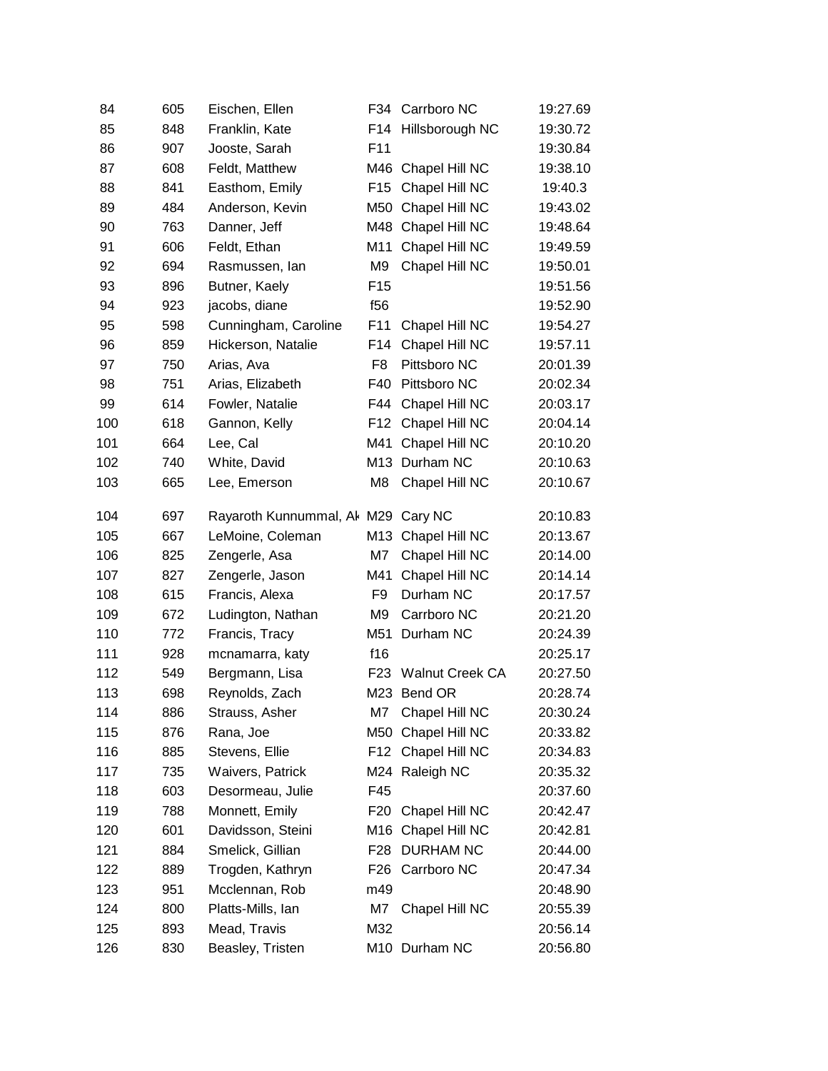| | | | | | |
|---|---|---|---|---|---|
| 84 | 605 | Eischen, Ellen | F34 | Carrboro NC | 19:27.69 |
| 85 | 848 | Franklin, Kate | F14 | Hillsborough NC | 19:30.72 |
| 86 | 907 | Jooste, Sarah | F11 | | 19:30.84 |
| 87 | 608 | Feldt, Matthew | M46 | Chapel Hill NC | 19:38.10 |
| 88 | 841 | Easthom, Emily | F15 | Chapel Hill NC | 19:40.3 |
| 89 | 484 | Anderson, Kevin | M50 | Chapel Hill NC | 19:43.02 |
| 90 | 763 | Danner, Jeff | M48 | Chapel Hill NC | 19:48.64 |
| 91 | 606 | Feldt, Ethan | M11 | Chapel Hill NC | 19:49.59 |
| 92 | 694 | Rasmussen, Ian | M9 | Chapel Hill NC | 19:50.01 |
| 93 | 896 | Butner, Kaely | F15 | | 19:51.56 |
| 94 | 923 | jacobs, diane | f56 | | 19:52.90 |
| 95 | 598 | Cunningham, Caroline | F11 | Chapel Hill NC | 19:54.27 |
| 96 | 859 | Hickerson, Natalie | F14 | Chapel Hill NC | 19:57.11 |
| 97 | 750 | Arias, Ava | F8 | Pittsboro NC | 20:01.39 |
| 98 | 751 | Arias, Elizabeth | F40 | Pittsboro NC | 20:02.34 |
| 99 | 614 | Fowler, Natalie | F44 | Chapel Hill NC | 20:03.17 |
| 100 | 618 | Gannon, Kelly | F12 | Chapel Hill NC | 20:04.14 |
| 101 | 664 | Lee, Cal | M41 | Chapel Hill NC | 20:10.20 |
| 102 | 740 | White, David | M13 | Durham NC | 20:10.63 |
| 103 | 665 | Lee, Emerson | M8 | Chapel Hill NC | 20:10.67 |
| 104 | 697 | Rayaroth Kunnummal, Ak | M29 | Cary NC | 20:10.83 |
| 105 | 667 | LeMoine, Coleman | M13 | Chapel Hill NC | 20:13.67 |
| 106 | 825 | Zengerle, Asa | M7 | Chapel Hill NC | 20:14.00 |
| 107 | 827 | Zengerle, Jason | M41 | Chapel Hill NC | 20:14.14 |
| 108 | 615 | Francis, Alexa | F9 | Durham NC | 20:17.57 |
| 109 | 672 | Ludington, Nathan | M9 | Carrboro NC | 20:21.20 |
| 110 | 772 | Francis, Tracy | M51 | Durham NC | 20:24.39 |
| 111 | 928 | mcnamarra, katy | f16 | | 20:25.17 |
| 112 | 549 | Bergmann, Lisa | F23 | Walnut Creek CA | 20:27.50 |
| 113 | 698 | Reynolds, Zach | M23 | Bend OR | 20:28.74 |
| 114 | 886 | Strauss, Asher | M7 | Chapel Hill NC | 20:30.24 |
| 115 | 876 | Rana, Joe | M50 | Chapel Hill NC | 20:33.82 |
| 116 | 885 | Stevens, Ellie | F12 | Chapel Hill NC | 20:34.83 |
| 117 | 735 | Waivers, Patrick | M24 | Raleigh NC | 20:35.32 |
| 118 | 603 | Desormeau, Julie | F45 | | 20:37.60 |
| 119 | 788 | Monnett, Emily | F20 | Chapel Hill NC | 20:42.47 |
| 120 | 601 | Davidsson, Steini | M16 | Chapel Hill NC | 20:42.81 |
| 121 | 884 | Smelick, Gillian | F28 | DURHAM NC | 20:44.00 |
| 122 | 889 | Trogden, Kathryn | F26 | Carrboro NC | 20:47.34 |
| 123 | 951 | Mcclennan, Rob | m49 | | 20:48.90 |
| 124 | 800 | Platts-Mills, Ian | M7 | Chapel Hill NC | 20:55.39 |
| 125 | 893 | Mead, Travis | M32 | | 20:56.14 |
| 126 | 830 | Beasley, Tristen | M10 | Durham NC | 20:56.80 |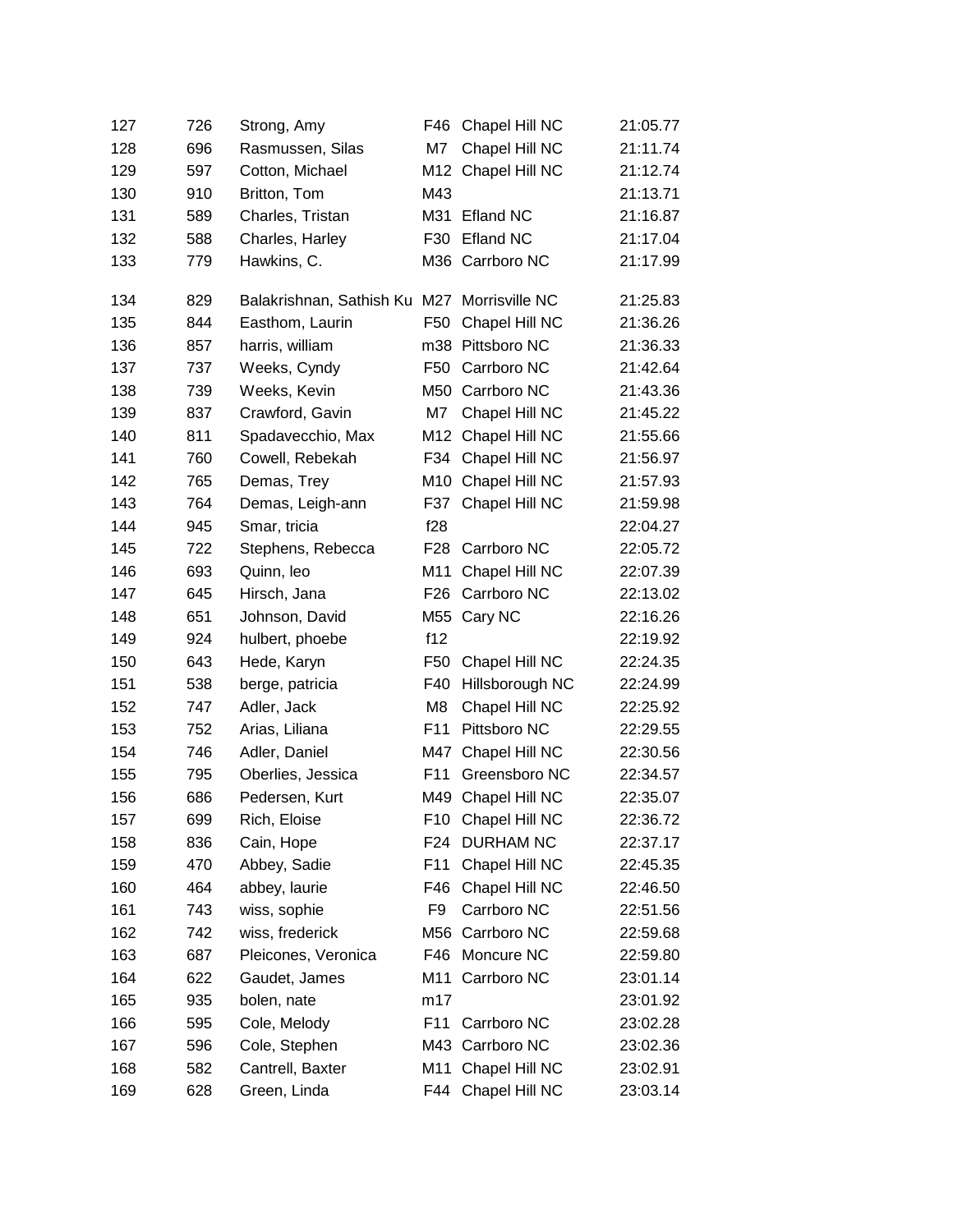| | | | | | |
|---|---|---|---|---|---|
| 127 | 726 | Strong, Amy | F46 | Chapel Hill NC | 21:05.77 |
| 128 | 696 | Rasmussen, Silas | M7 | Chapel Hill NC | 21:11.74 |
| 129 | 597 | Cotton, Michael | M12 | Chapel Hill NC | 21:12.74 |
| 130 | 910 | Britton, Tom | M43 | | 21:13.71 |
| 131 | 589 | Charles, Tristan | M31 | Efland NC | 21:16.87 |
| 132 | 588 | Charles, Harley | F30 | Efland NC | 21:17.04 |
| 133 | 779 | Hawkins, C. | M36 | Carrboro NC | 21:17.99 |
| 134 | 829 | Balakrishnan, Sathish Ku | M27 | Morrisville NC | 21:25.83 |
| 135 | 844 | Easthom, Laurin | F50 | Chapel Hill NC | 21:36.26 |
| 136 | 857 | harris, william | m38 | Pittsboro NC | 21:36.33 |
| 137 | 737 | Weeks, Cyndy | F50 | Carrboro NC | 21:42.64 |
| 138 | 739 | Weeks, Kevin | M50 | Carrboro NC | 21:43.36 |
| 139 | 837 | Crawford, Gavin | M7 | Chapel Hill NC | 21:45.22 |
| 140 | 811 | Spadavecchio, Max | M12 | Chapel Hill NC | 21:55.66 |
| 141 | 760 | Cowell, Rebekah | F34 | Chapel Hill NC | 21:56.97 |
| 142 | 765 | Demas, Trey | M10 | Chapel Hill NC | 21:57.93 |
| 143 | 764 | Demas, Leigh-ann | F37 | Chapel Hill NC | 21:59.98 |
| 144 | 945 | Smar, tricia | f28 | | 22:04.27 |
| 145 | 722 | Stephens, Rebecca | F28 | Carrboro NC | 22:05.72 |
| 146 | 693 | Quinn, leo | M11 | Chapel Hill NC | 22:07.39 |
| 147 | 645 | Hirsch, Jana | F26 | Carrboro NC | 22:13.02 |
| 148 | 651 | Johnson, David | M55 | Cary NC | 22:16.26 |
| 149 | 924 | hulbert, phoebe | f12 | | 22:19.92 |
| 150 | 643 | Hede, Karyn | F50 | Chapel Hill NC | 22:24.35 |
| 151 | 538 | berge, patricia | F40 | Hillsborough NC | 22:24.99 |
| 152 | 747 | Adler, Jack | M8 | Chapel Hill NC | 22:25.92 |
| 153 | 752 | Arias, Liliana | F11 | Pittsboro NC | 22:29.55 |
| 154 | 746 | Adler, Daniel | M47 | Chapel Hill NC | 22:30.56 |
| 155 | 795 | Oberlies, Jessica | F11 | Greensboro NC | 22:34.57 |
| 156 | 686 | Pedersen, Kurt | M49 | Chapel Hill NC | 22:35.07 |
| 157 | 699 | Rich, Eloise | F10 | Chapel Hill NC | 22:36.72 |
| 158 | 836 | Cain, Hope | F24 | DURHAM NC | 22:37.17 |
| 159 | 470 | Abbey, Sadie | F11 | Chapel Hill NC | 22:45.35 |
| 160 | 464 | abbey, laurie | F46 | Chapel Hill NC | 22:46.50 |
| 161 | 743 | wiss, sophie | F9 | Carrboro NC | 22:51.56 |
| 162 | 742 | wiss, frederick | M56 | Carrboro NC | 22:59.68 |
| 163 | 687 | Pleicones, Veronica | F46 | Moncure NC | 22:59.80 |
| 164 | 622 | Gaudet, James | M11 | Carrboro NC | 23:01.14 |
| 165 | 935 | bolen, nate | m17 | | 23:01.92 |
| 166 | 595 | Cole, Melody | F11 | Carrboro NC | 23:02.28 |
| 167 | 596 | Cole, Stephen | M43 | Carrboro NC | 23:02.36 |
| 168 | 582 | Cantrell, Baxter | M11 | Chapel Hill NC | 23:02.91 |
| 169 | 628 | Green, Linda | F44 | Chapel Hill NC | 23:03.14 |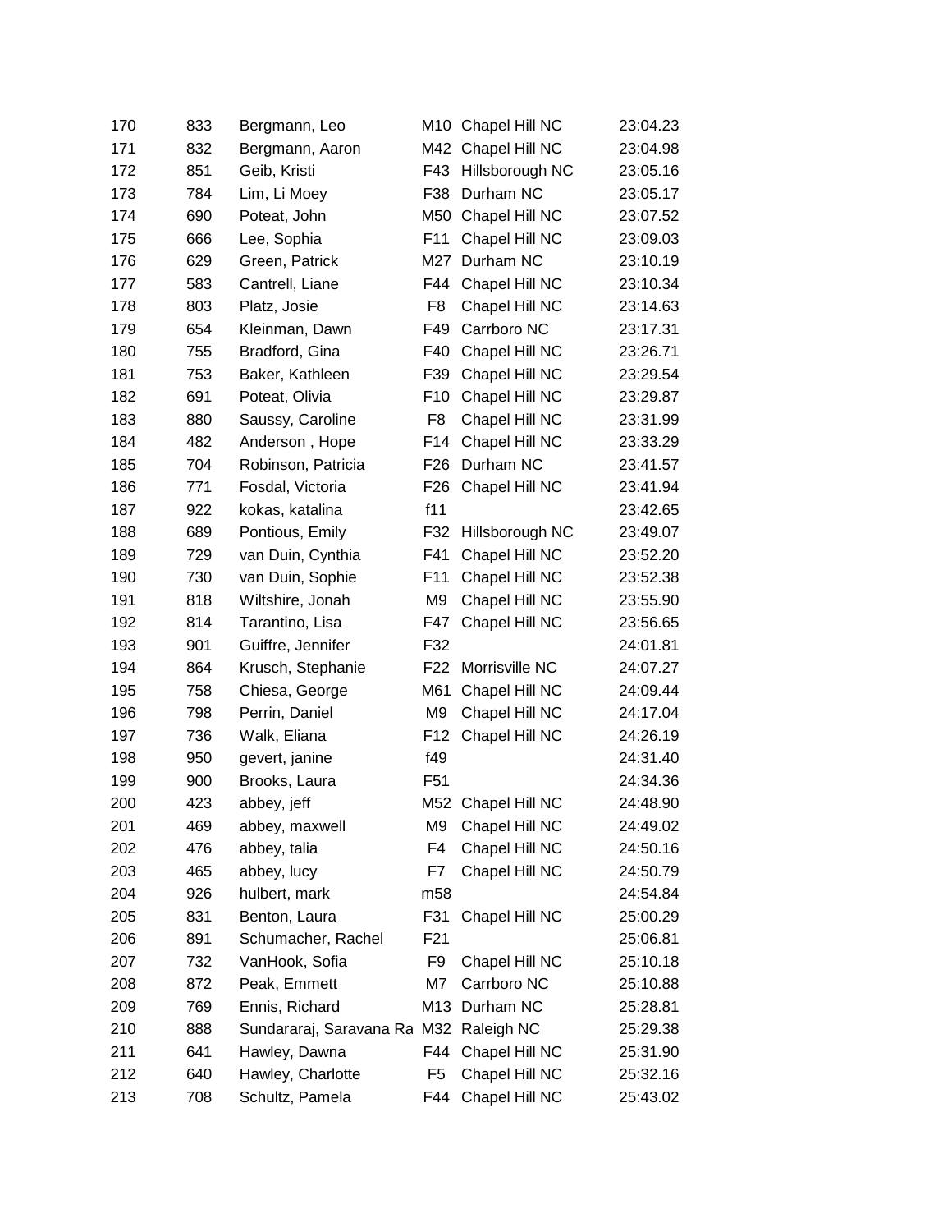| | | | | | |
|---|---|---|---|---|---|
| 170 | 833 | Bergmann, Leo | M10 | Chapel Hill NC | 23:04.23 |
| 171 | 832 | Bergmann, Aaron | M42 | Chapel Hill NC | 23:04.98 |
| 172 | 851 | Geib, Kristi | F43 | Hillsborough NC | 23:05.16 |
| 173 | 784 | Lim, Li Moey | F38 | Durham NC | 23:05.17 |
| 174 | 690 | Poteat, John | M50 | Chapel Hill NC | 23:07.52 |
| 175 | 666 | Lee, Sophia | F11 | Chapel Hill NC | 23:09.03 |
| 176 | 629 | Green, Patrick | M27 | Durham NC | 23:10.19 |
| 177 | 583 | Cantrell, Liane | F44 | Chapel Hill NC | 23:10.34 |
| 178 | 803 | Platz, Josie | F8 | Chapel Hill NC | 23:14.63 |
| 179 | 654 | Kleinman, Dawn | F49 | Carrboro NC | 23:17.31 |
| 180 | 755 | Bradford, Gina | F40 | Chapel Hill NC | 23:26.71 |
| 181 | 753 | Baker, Kathleen | F39 | Chapel Hill NC | 23:29.54 |
| 182 | 691 | Poteat, Olivia | F10 | Chapel Hill NC | 23:29.87 |
| 183 | 880 | Saussy, Caroline | F8 | Chapel Hill NC | 23:31.99 |
| 184 | 482 | Anderson , Hope | F14 | Chapel Hill NC | 23:33.29 |
| 185 | 704 | Robinson, Patricia | F26 | Durham NC | 23:41.57 |
| 186 | 771 | Fosdal, Victoria | F26 | Chapel Hill NC | 23:41.94 |
| 187 | 922 | kokas, katalina | f11 | | 23:42.65 |
| 188 | 689 | Pontious, Emily | F32 | Hillsborough NC | 23:49.07 |
| 189 | 729 | van Duin, Cynthia | F41 | Chapel Hill NC | 23:52.20 |
| 190 | 730 | van Duin, Sophie | F11 | Chapel Hill NC | 23:52.38 |
| 191 | 818 | Wiltshire, Jonah | M9 | Chapel Hill NC | 23:55.90 |
| 192 | 814 | Tarantino, Lisa | F47 | Chapel Hill NC | 23:56.65 |
| 193 | 901 | Guiffre, Jennifer | F32 | | 24:01.81 |
| 194 | 864 | Krusch, Stephanie | F22 | Morrisville NC | 24:07.27 |
| 195 | 758 | Chiesa, George | M61 | Chapel Hill NC | 24:09.44 |
| 196 | 798 | Perrin, Daniel | M9 | Chapel Hill NC | 24:17.04 |
| 197 | 736 | Walk, Eliana | F12 | Chapel Hill NC | 24:26.19 |
| 198 | 950 | gevert, janine | f49 | | 24:31.40 |
| 199 | 900 | Brooks, Laura | F51 | | 24:34.36 |
| 200 | 423 | abbey, jeff | M52 | Chapel Hill NC | 24:48.90 |
| 201 | 469 | abbey, maxwell | M9 | Chapel Hill NC | 24:49.02 |
| 202 | 476 | abbey, talia | F4 | Chapel Hill NC | 24:50.16 |
| 203 | 465 | abbey, lucy | F7 | Chapel Hill NC | 24:50.79 |
| 204 | 926 | hulbert, mark | m58 | | 24:54.84 |
| 205 | 831 | Benton, Laura | F31 | Chapel Hill NC | 25:00.29 |
| 206 | 891 | Schumacher, Rachel | F21 | | 25:06.81 |
| 207 | 732 | VanHook, Sofia | F9 | Chapel Hill NC | 25:10.18 |
| 208 | 872 | Peak, Emmett | M7 | Carrboro NC | 25:10.88 |
| 209 | 769 | Ennis, Richard | M13 | Durham NC | 25:28.81 |
| 210 | 888 | Sundararaj, Saravana Ra | M32 | Raleigh NC | 25:29.38 |
| 211 | 641 | Hawley, Dawna | F44 | Chapel Hill NC | 25:31.90 |
| 212 | 640 | Hawley, Charlotte | F5 | Chapel Hill NC | 25:32.16 |
| 213 | 708 | Schultz, Pamela | F44 | Chapel Hill NC | 25:43.02 |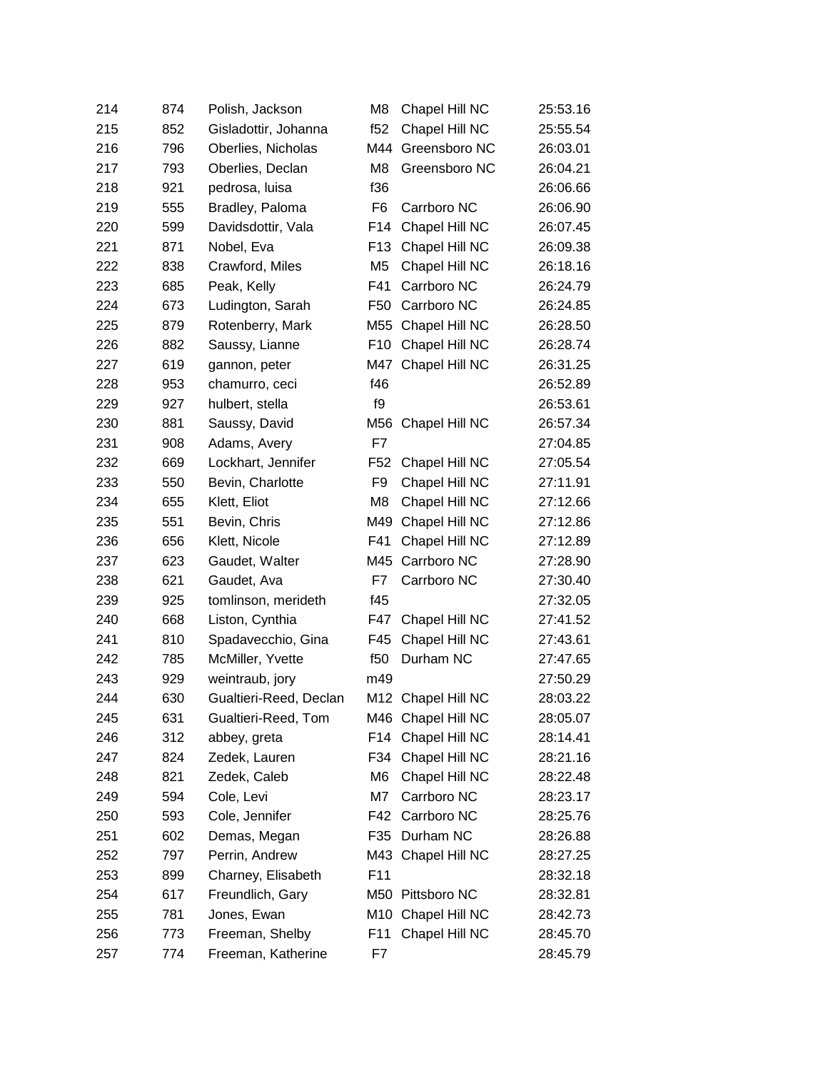| | | | | | |
|---|---|---|---|---|---|
| 214 | 874 | Polish, Jackson | M8 | Chapel Hill NC | 25:53.16 |
| 215 | 852 | Gisladottir, Johanna | f52 | Chapel Hill NC | 25:55.54 |
| 216 | 796 | Oberlies, Nicholas | M44 | Greensboro NC | 26:03.01 |
| 217 | 793 | Oberlies, Declan | M8 | Greensboro NC | 26:04.21 |
| 218 | 921 | pedrosa, luisa | f36 | | 26:06.66 |
| 219 | 555 | Bradley, Paloma | F6 | Carrboro NC | 26:06.90 |
| 220 | 599 | Davidsdottir, Vala | F14 | Chapel Hill NC | 26:07.45 |
| 221 | 871 | Nobel, Eva | F13 | Chapel Hill NC | 26:09.38 |
| 222 | 838 | Crawford, Miles | M5 | Chapel Hill NC | 26:18.16 |
| 223 | 685 | Peak, Kelly | F41 | Carrboro NC | 26:24.79 |
| 224 | 673 | Ludington, Sarah | F50 | Carrboro NC | 26:24.85 |
| 225 | 879 | Rotenberry, Mark | M55 | Chapel Hill NC | 26:28.50 |
| 226 | 882 | Saussy, Lianne | F10 | Chapel Hill NC | 26:28.74 |
| 227 | 619 | gannon, peter | M47 | Chapel Hill NC | 26:31.25 |
| 228 | 953 | chamurro, ceci | f46 | | 26:52.89 |
| 229 | 927 | hulbert, stella | f9 | | 26:53.61 |
| 230 | 881 | Saussy, David | M56 | Chapel Hill NC | 26:57.34 |
| 231 | 908 | Adams, Avery | F7 | | 27:04.85 |
| 232 | 669 | Lockhart, Jennifer | F52 | Chapel Hill NC | 27:05.54 |
| 233 | 550 | Bevin, Charlotte | F9 | Chapel Hill NC | 27:11.91 |
| 234 | 655 | Klett, Eliot | M8 | Chapel Hill NC | 27:12.66 |
| 235 | 551 | Bevin, Chris | M49 | Chapel Hill NC | 27:12.86 |
| 236 | 656 | Klett, Nicole | F41 | Chapel Hill NC | 27:12.89 |
| 237 | 623 | Gaudet, Walter | M45 | Carrboro NC | 27:28.90 |
| 238 | 621 | Gaudet, Ava | F7 | Carrboro NC | 27:30.40 |
| 239 | 925 | tomlinson, merideth | f45 | | 27:32.05 |
| 240 | 668 | Liston, Cynthia | F47 | Chapel Hill NC | 27:41.52 |
| 241 | 810 | Spadavecchio, Gina | F45 | Chapel Hill NC | 27:43.61 |
| 242 | 785 | McMiller, Yvette | f50 | Durham NC | 27:47.65 |
| 243 | 929 | weintraub, jory | m49 | | 27:50.29 |
| 244 | 630 | Gualtieri-Reed, Declan | M12 | Chapel Hill NC | 28:03.22 |
| 245 | 631 | Gualtieri-Reed, Tom | M46 | Chapel Hill NC | 28:05.07 |
| 246 | 312 | abbey, greta | F14 | Chapel Hill NC | 28:14.41 |
| 247 | 824 | Zedek, Lauren | F34 | Chapel Hill NC | 28:21.16 |
| 248 | 821 | Zedek, Caleb | M6 | Chapel Hill NC | 28:22.48 |
| 249 | 594 | Cole, Levi | M7 | Carrboro NC | 28:23.17 |
| 250 | 593 | Cole, Jennifer | F42 | Carrboro NC | 28:25.76 |
| 251 | 602 | Demas, Megan | F35 | Durham NC | 28:26.88 |
| 252 | 797 | Perrin, Andrew | M43 | Chapel Hill NC | 28:27.25 |
| 253 | 899 | Charney, Elisabeth | F11 | | 28:32.18 |
| 254 | 617 | Freundlich, Gary | M50 | Pittsboro NC | 28:32.81 |
| 255 | 781 | Jones, Ewan | M10 | Chapel Hill NC | 28:42.73 |
| 256 | 773 | Freeman, Shelby | F11 | Chapel Hill NC | 28:45.70 |
| 257 | 774 | Freeman, Katherine | F7 | | 28:45.79 |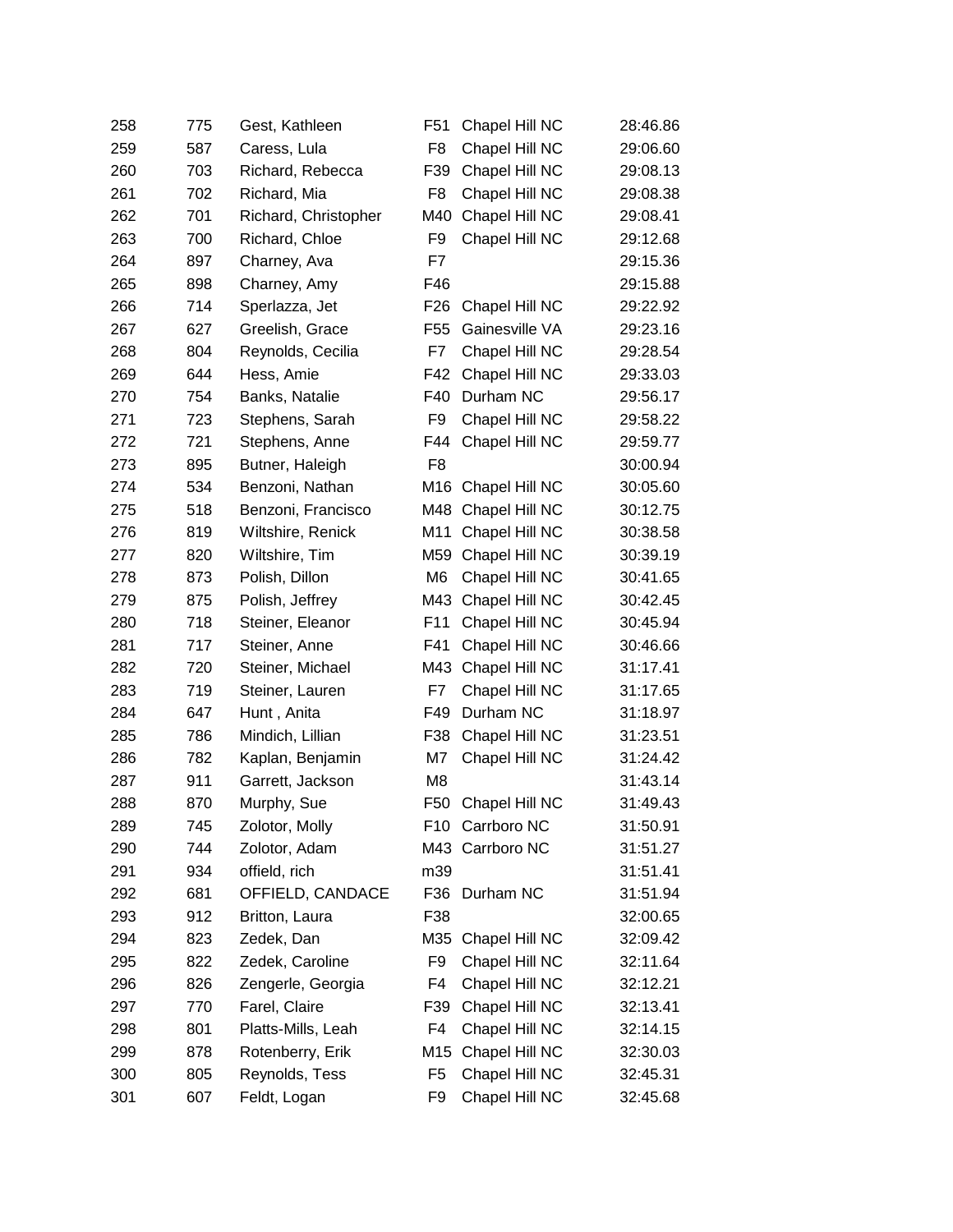| | | | | | |
|---|---|---|---|---|---|
| 258 | 775 | Gest, Kathleen | F51 | Chapel Hill NC | 28:46.86 |
| 259 | 587 | Caress, Lula | F8 | Chapel Hill NC | 29:06.60 |
| 260 | 703 | Richard, Rebecca | F39 | Chapel Hill NC | 29:08.13 |
| 261 | 702 | Richard, Mia | F8 | Chapel Hill NC | 29:08.38 |
| 262 | 701 | Richard, Christopher | M40 | Chapel Hill NC | 29:08.41 |
| 263 | 700 | Richard, Chloe | F9 | Chapel Hill NC | 29:12.68 |
| 264 | 897 | Charney, Ava | F7 | | 29:15.36 |
| 265 | 898 | Charney, Amy | F46 | | 29:15.88 |
| 266 | 714 | Sperlazza, Jet | F26 | Chapel Hill NC | 29:22.92 |
| 267 | 627 | Greelish, Grace | F55 | Gainesville VA | 29:23.16 |
| 268 | 804 | Reynolds, Cecilia | F7 | Chapel Hill NC | 29:28.54 |
| 269 | 644 | Hess, Amie | F42 | Chapel Hill NC | 29:33.03 |
| 270 | 754 | Banks, Natalie | F40 | Durham NC | 29:56.17 |
| 271 | 723 | Stephens, Sarah | F9 | Chapel Hill NC | 29:58.22 |
| 272 | 721 | Stephens, Anne | F44 | Chapel Hill NC | 29:59.77 |
| 273 | 895 | Butner, Haleigh | F8 | | 30:00.94 |
| 274 | 534 | Benzoni, Nathan | M16 | Chapel Hill NC | 30:05.60 |
| 275 | 518 | Benzoni, Francisco | M48 | Chapel Hill NC | 30:12.75 |
| 276 | 819 | Wiltshire, Renick | M11 | Chapel Hill NC | 30:38.58 |
| 277 | 820 | Wiltshire, Tim | M59 | Chapel Hill NC | 30:39.19 |
| 278 | 873 | Polish, Dillon | M6 | Chapel Hill NC | 30:41.65 |
| 279 | 875 | Polish, Jeffrey | M43 | Chapel Hill NC | 30:42.45 |
| 280 | 718 | Steiner, Eleanor | F11 | Chapel Hill NC | 30:45.94 |
| 281 | 717 | Steiner, Anne | F41 | Chapel Hill NC | 30:46.66 |
| 282 | 720 | Steiner, Michael | M43 | Chapel Hill NC | 31:17.41 |
| 283 | 719 | Steiner, Lauren | F7 | Chapel Hill NC | 31:17.65 |
| 284 | 647 | Hunt , Anita | F49 | Durham NC | 31:18.97 |
| 285 | 786 | Mindich, Lillian | F38 | Chapel Hill NC | 31:23.51 |
| 286 | 782 | Kaplan, Benjamin | M7 | Chapel Hill NC | 31:24.42 |
| 287 | 911 | Garrett, Jackson | M8 | | 31:43.14 |
| 288 | 870 | Murphy, Sue | F50 | Chapel Hill NC | 31:49.43 |
| 289 | 745 | Zolotor, Molly | F10 | Carrboro NC | 31:50.91 |
| 290 | 744 | Zolotor, Adam | M43 | Carrboro NC | 31:51.27 |
| 291 | 934 | offield, rich | m39 | | 31:51.41 |
| 292 | 681 | OFFIELD, CANDACE | F36 | Durham NC | 31:51.94 |
| 293 | 912 | Britton, Laura | F38 | | 32:00.65 |
| 294 | 823 | Zedek, Dan | M35 | Chapel Hill NC | 32:09.42 |
| 295 | 822 | Zedek, Caroline | F9 | Chapel Hill NC | 32:11.64 |
| 296 | 826 | Zengerle, Georgia | F4 | Chapel Hill NC | 32:12.21 |
| 297 | 770 | Farel, Claire | F39 | Chapel Hill NC | 32:13.41 |
| 298 | 801 | Platts-Mills, Leah | F4 | Chapel Hill NC | 32:14.15 |
| 299 | 878 | Rotenberry, Erik | M15 | Chapel Hill NC | 32:30.03 |
| 300 | 805 | Reynolds, Tess | F5 | Chapel Hill NC | 32:45.31 |
| 301 | 607 | Feldt, Logan | F9 | Chapel Hill NC | 32:45.68 |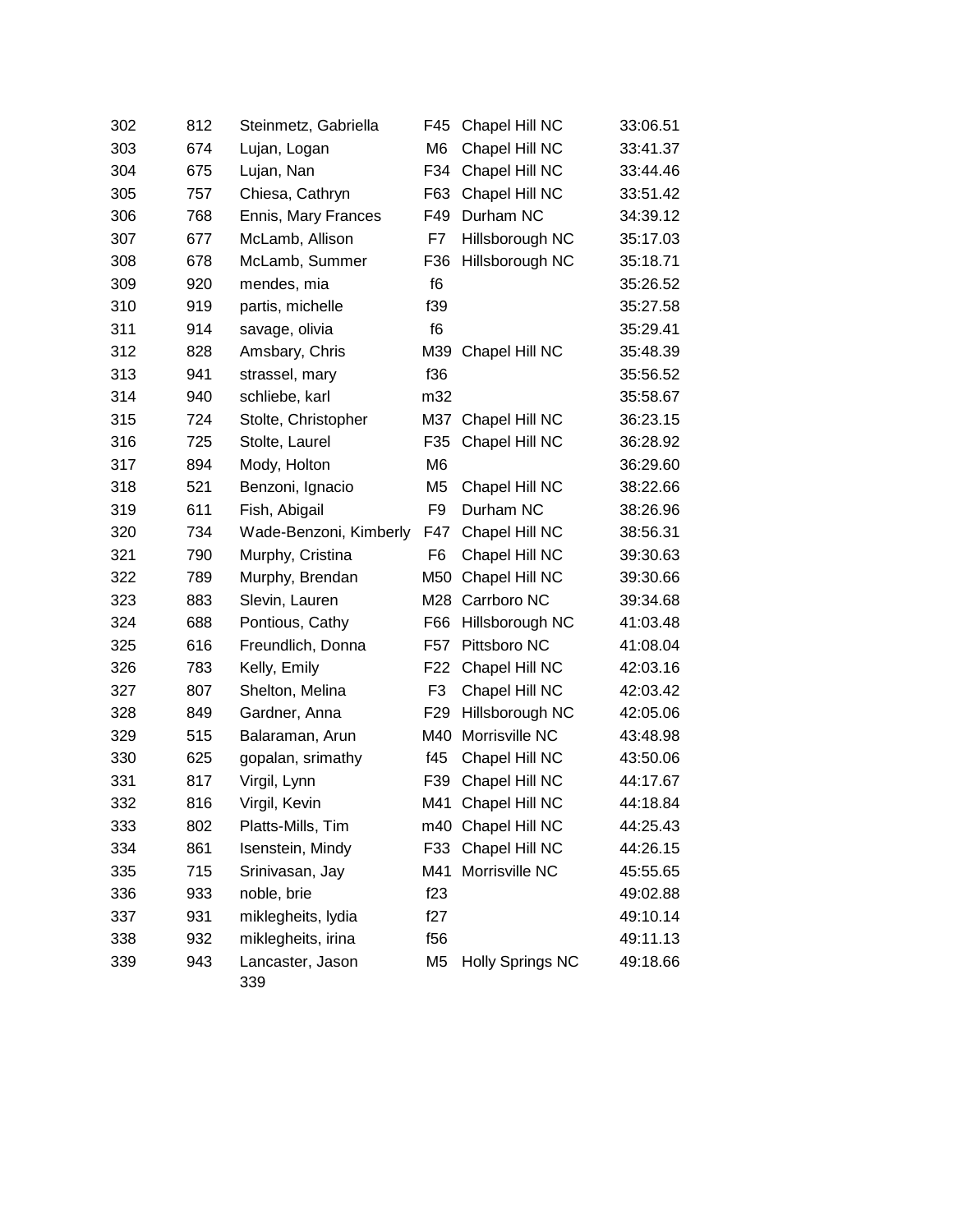| | | | | | |
|---|---|---|---|---|---|
| 302 | 812 | Steinmetz, Gabriella | F45 | Chapel Hill NC | 33:06.51 |
| 303 | 674 | Lujan, Logan | M6 | Chapel Hill NC | 33:41.37 |
| 304 | 675 | Lujan, Nan | F34 | Chapel Hill NC | 33:44.46 |
| 305 | 757 | Chiesa, Cathryn | F63 | Chapel Hill NC | 33:51.42 |
| 306 | 768 | Ennis, Mary Frances | F49 | Durham NC | 34:39.12 |
| 307 | 677 | McLamb, Allison | F7 | Hillsborough NC | 35:17.03 |
| 308 | 678 | McLamb, Summer | F36 | Hillsborough NC | 35:18.71 |
| 309 | 920 | mendes, mia | f6 | | 35:26.52 |
| 310 | 919 | partis, michelle | f39 | | 35:27.58 |
| 311 | 914 | savage, olivia | f6 | | 35:29.41 |
| 312 | 828 | Amsbary, Chris | M39 | Chapel Hill NC | 35:48.39 |
| 313 | 941 | strassel, mary | f36 | | 35:56.52 |
| 314 | 940 | schliebe, karl | m32 | | 35:58.67 |
| 315 | 724 | Stolte, Christopher | M37 | Chapel Hill NC | 36:23.15 |
| 316 | 725 | Stolte, Laurel | F35 | Chapel Hill NC | 36:28.92 |
| 317 | 894 | Mody, Holton | M6 | | 36:29.60 |
| 318 | 521 | Benzoni, Ignacio | M5 | Chapel Hill NC | 38:22.66 |
| 319 | 611 | Fish, Abigail | F9 | Durham NC | 38:26.96 |
| 320 | 734 | Wade-Benzoni, Kimberly | F47 | Chapel Hill NC | 38:56.31 |
| 321 | 790 | Murphy, Cristina | F6 | Chapel Hill NC | 39:30.63 |
| 322 | 789 | Murphy, Brendan | M50 | Chapel Hill NC | 39:30.66 |
| 323 | 883 | Slevin, Lauren | M28 | Carrboro NC | 39:34.68 |
| 324 | 688 | Pontious, Cathy | F66 | Hillsborough NC | 41:03.48 |
| 325 | 616 | Freundlich, Donna | F57 | Pittsboro NC | 41:08.04 |
| 326 | 783 | Kelly, Emily | F22 | Chapel Hill NC | 42:03.16 |
| 327 | 807 | Shelton, Melina | F3 | Chapel Hill NC | 42:03.42 |
| 328 | 849 | Gardner, Anna | F29 | Hillsborough NC | 42:05.06 |
| 329 | 515 | Balaraman, Arun | M40 | Morrisville NC | 43:48.98 |
| 330 | 625 | gopalan, srimathy | f45 | Chapel Hill NC | 43:50.06 |
| 331 | 817 | Virgil, Lynn | F39 | Chapel Hill NC | 44:17.67 |
| 332 | 816 | Virgil, Kevin | M41 | Chapel Hill NC | 44:18.84 |
| 333 | 802 | Platts-Mills, Tim | m40 | Chapel Hill NC | 44:25.43 |
| 334 | 861 | Isenstein, Mindy | F33 | Chapel Hill NC | 44:26.15 |
| 335 | 715 | Srinivasan, Jay | M41 | Morrisville NC | 45:55.65 |
| 336 | 933 | noble, brie | f23 | | 49:02.88 |
| 337 | 931 | miklegheits, lydia | f27 | | 49:10.14 |
| 338 | 932 | miklegheits, irina | f56 | | 49:11.13 |
| 339 | 943 | Lancaster, Jason | M5 | Holly Springs NC | 49:18.66 |
| | | 339 | | | |